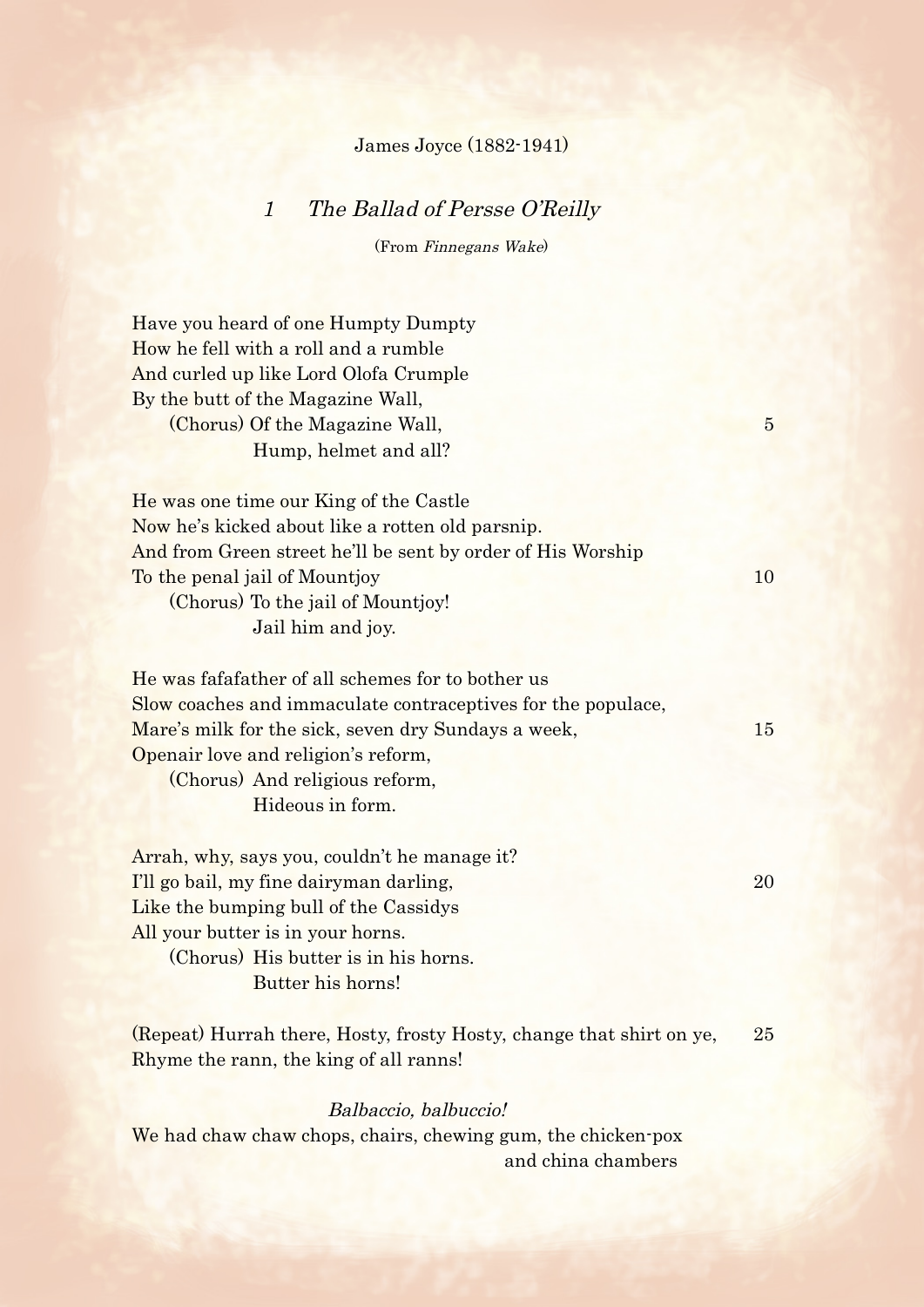James Joyce (1882-1941)

## 1 *The Ballad of Persse O'Reilly*

(From *Finnegans Wake*)

Have you heard of one Humpty Dumpty
How he fell with a roll and a rumble
And curled up like Lord Olofa Crumple
By the butt of the Magazine Wall,
    (Chorus) Of the Magazine Wall, 5
        Hump, helmet and all?

He was one time our King of the Castle
Now he's kicked about like a rotten old parsnip.
And from Green street he'll be sent by order of His Worship
To the penal jail of Mountjoy 10
    (Chorus) To the jail of Mountjoy!
        Jail him and joy.

He was fafafather of all schemes for to bother us
Slow coaches and immaculate contraceptives for the populace,
Mare's milk for the sick, seven dry Sundays a week, 15
Openair love and religion's reform,
    (Chorus) And religious reform,
        Hideous in form.

Arrah, why, says you, couldn't he manage it?
I'll go bail, my fine dairyman darling, 20
Like the bumping bull of the Cassidys
All your butter is in your horns.
    (Chorus) His butter is in his horns.
        Butter his horns!

(Repeat) Hurrah there, Hosty, frosty Hosty, change that shirt on ye, 25
Rhyme the rann, the king of all ranns!

*Balbaccio, balbuccio!*
We had chaw chaw chops, chairs, chewing gum, the chicken-pox
    and china chambers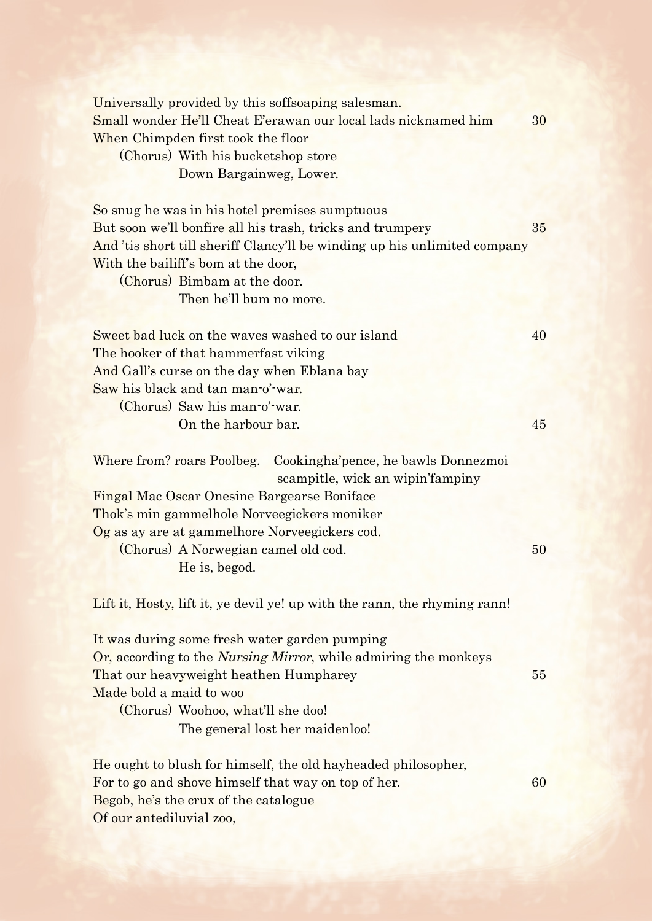Universally provided by this soffsoaping salesman.
Small wonder He'll Cheat E'erawan our local lads nicknamed him 30
When Chimpden first took the floor
    (Chorus) With his bucketshop store
        Down Bargainweg, Lower.

So snug he was in his hotel premises sumptuous
But soon we'll bonfire all his trash, tricks and trumpery 35
And 'tis short till sheriff Clancy'll be winding up his unlimited company
With the bailiff's bom at the door,
    (Chorus) Bimbam at the door.
        Then he'll bum no more.

Sweet bad luck on the waves washed to our island 40
The hooker of that hammerfast viking
And Gall's curse on the day when Eblana bay
Saw his black and tan man-o'-war.
    (Chorus) Saw his man-o'-war.
        On the harbour bar. 45

Where from? roars Poolbeg. Cookingha'pence, he bawls Donnezmoi scampitle, wick an wipin'fampiny
Fingal Mac Oscar Onesine Bargearse Boniface
Thok's min gammelhole Norveegickers moniker
Og as ay are at gammelhore Norveegickers cod.
    (Chorus) A Norwegian camel old cod. 50
        He is, begod.

Lift it, Hosty, lift it, ye devil ye! up with the rann, the rhyming rann!

It was during some fresh water garden pumping
Or, according to the *Nursing Mirror*, while admiring the monkeys
That our heavyweight heathen Humpharey 55
Made bold a maid to woo
    (Chorus) Woohoo, what'll she doo!
        The general lost her maidenloo!

He ought to blush for himself, the old hayheaded philosopher,
For to go and shove himself that way on top of her. 60
Begob, he's the crux of the catalogue
Of our antediluvial zoo,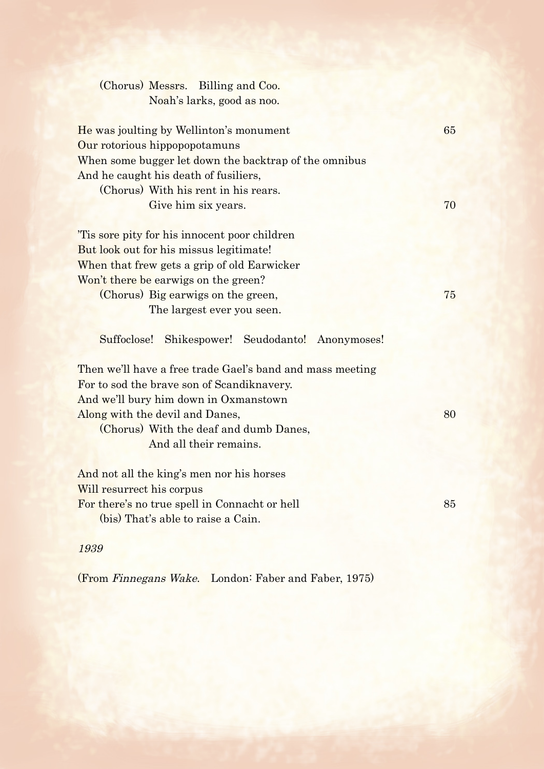(Chorus) Messrs. Billing and Coo.  
Noah's larks, good as noo.

He was joulting by Wellinton's monument 65  
Our rotorious hippopopotamuns  
When some bugger let down the backtrap of the omnibus  
And he caught his death of fusiliers,  
(Chorus) With his rent in his rears.  
Give him six years. 70

'Tis sore pity for his innocent poor children  
But look out for his missus legitimate!  
When that frew gets a grip of old Earwicker  
Won't there be earwigs on the green?  
(Chorus) Big earwigs on the green, 75  
The largest ever you seen.

Suffoclose! Shikespower! Seudodanto! Anonymoses!

Then we'll have a free trade Gael's band and mass meeting  
For to sod the brave son of Scandiknavery.  
And we'll bury him down in Oxmanstown  
Along with the devil and Danes, 80  
(Chorus) With the deaf and dumb Danes,  
And all their remains.

And not all the king's men nor his horses  
Will resurrect his corpus  
For there's no true spell in Connacht or hell 85  
(bis) That's able to raise a Cain.

*1939*

(From *Finnegans Wake*. London: Faber and Faber, 1975)